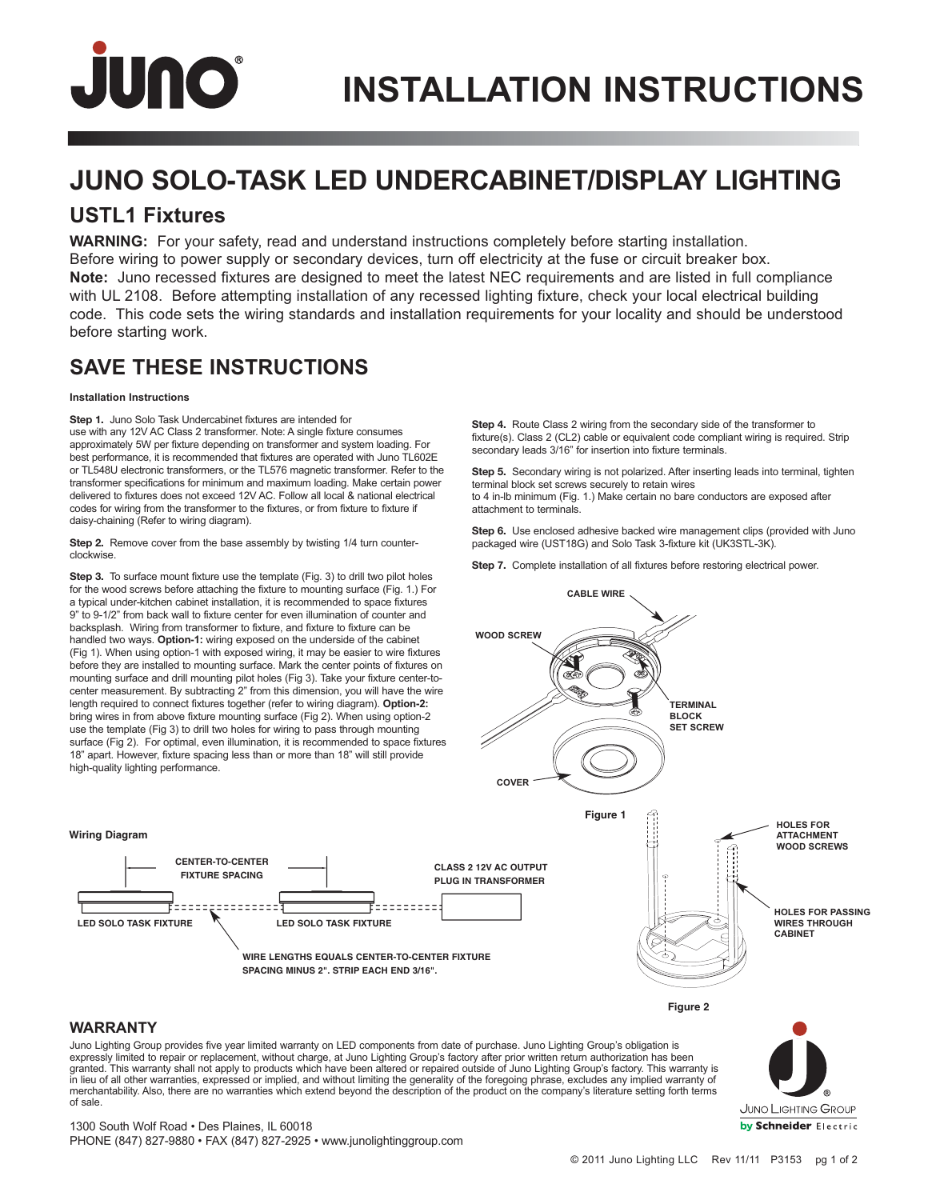# INSTALLATION INSTRUCTIONS

## JUNO SOLO-TASK LED UNDERCABINET/DISPLAY LIGHTING

### USTL1 Fixtures

**WARNING:** For your safety, read and understand instructions completely before starting installation. Before wiring to power supply or secondary devices, turn off electricity at the fuse or circuit breaker box.

**Note:** Juno recessed fixtures are designed to meet the latest NEC requirements and are listed in full compliance with UL 2108. Before attempting installation of any recessed lighting fixture, check your local electrical building code. This code sets the wiring standards and installation requirements for your locality and should be understood before starting work.

## SAVE THESE INSTRUCTIONS

**Installation Instructions**

**Step 1.** Juno Solo Task Undercabinet fixtures are intended for use with any 12V AC Class 2 transformer. Note: A single fixture consumes approximately 5W per fixture depending on transformer and system loading. For best performance, it is recommended that fixtures are operated with Juno TL602E or TL548U electronic transformers, or the TL576 magnetic transformer. Refer to the transformer specifications for minimum and maximum loading. Make certain power delivered to fixtures does not exceed 12V AC. Follow all local & national electrical codes for wiring from the transformer to the fixtures, or from fixture to fixture if daisy-chaining (Refer to wiring diagram).

**Step 2.** Remove cover from the base assembly by twisting 1/4 turn counter-clockwise.

**Step 3.** To surface mount fixture use the template (Fig. 3) to drill two pilot holes for the wood screws before attaching the fixture to mounting surface (Fig. 1.) For a typical under-kitchen cabinet installation, it is recommended to space fixtures 9" to 9-1/2" from back wall to fixture center for even illumination of counter and backsplash. Wiring from transformer to fixture, and fixture to fixture can be handled two ways. **Option-1:** wiring exposed on the underside of the cabinet (Fig 1). When using option-1 with exposed wiring, it may be easier to wire fixtures before they are installed to mounting surface. Mark the center points of fixtures on mounting surface and drill mounting pilot holes (Fig 3). Take your fixture center-to-center measurement. By subtracting 2" from this dimension, you will have the wire length required to connect fixtures together (refer to wiring diagram). **Option-2:** bring wires in from above fixture mounting surface (Fig 2). When using option-2 use the template (Fig 3) to drill two holes for wiring to pass through mounting surface (Fig 2). For optimal, even illumination, it is recommended to space fixtures 18" apart. However, fixture spacing less than or more than 18" will still provide high-quality lighting performance.

**Step 4.** Route Class 2 wiring from the secondary side of the transformer to fixture(s). Class 2 (CL2) cable or equivalent code compliant wiring is required. Strip secondary leads 3/16" for insertion into fixture terminals.

**Step 5.** Secondary wiring is not polarized. After inserting leads into terminal, tighten terminal block set screws securely to retain wires to 4 in-lb minimum (Fig. 1.) Make certain no bare conductors are exposed after attachment to terminals.

**Step 6.** Use enclosed adhesive backed wire management clips (provided with Juno packaged wire (UST18G) and Solo Task 3-fixture kit (UK3STL-3K).

**Step 7.** Complete installation of all fixtures before restoring electrical power.

CABLE WIRE

WOOD SCREW

TERMINAL BLOCK SET SCREW

COVER

Figure 1

**Wiring Diagram**

CENTER-TO-CENTER FIXTURE SPACING

CLASS 2 12V AC OUTPUT PLUG IN TRANSFORMER

LED SOLO TASK FIXTURE

LED SOLO TASK FIXTURE

WIRE LENGTHS EQUALS CENTER-TO-CENTER FIXTURE SPACING MINUS 2". STRIP EACH END 3/16".

HOLES FOR ATTACHMENT WOOD SCREWS

HOLES FOR PASSING WIRES THROUGH CABINET

Figure 2

## WARRANTY

Juno Lighting Group provides five year limited warranty on LED components from date of purchase. Juno Lighting Group's obligation is expressly limited to repair or replacement, without charge, at Juno Lighting Group's factory after prior written return authorization has been granted. This warranty shall not apply to products which have been altered or repaired outside of Juno Lighting Group's factory. This warranty is in lieu of all other warranties, expressed or implied, and without limiting the generality of the foregoing phrase, excludes any implied warranty of merchantability. Also, there are no warranties which extend beyond the description of the product on the company's literature setting forth terms of sale.

Juno Lighting Group by Schneider Electric

1300 South Wolf Road • Des Plaines, IL 60018
PHONE (847) 827-9880 • FAX (847) 827-2925 • www.junolightinggroup.com

© 2011 Juno Lighting LLC Rev 11/11 P3153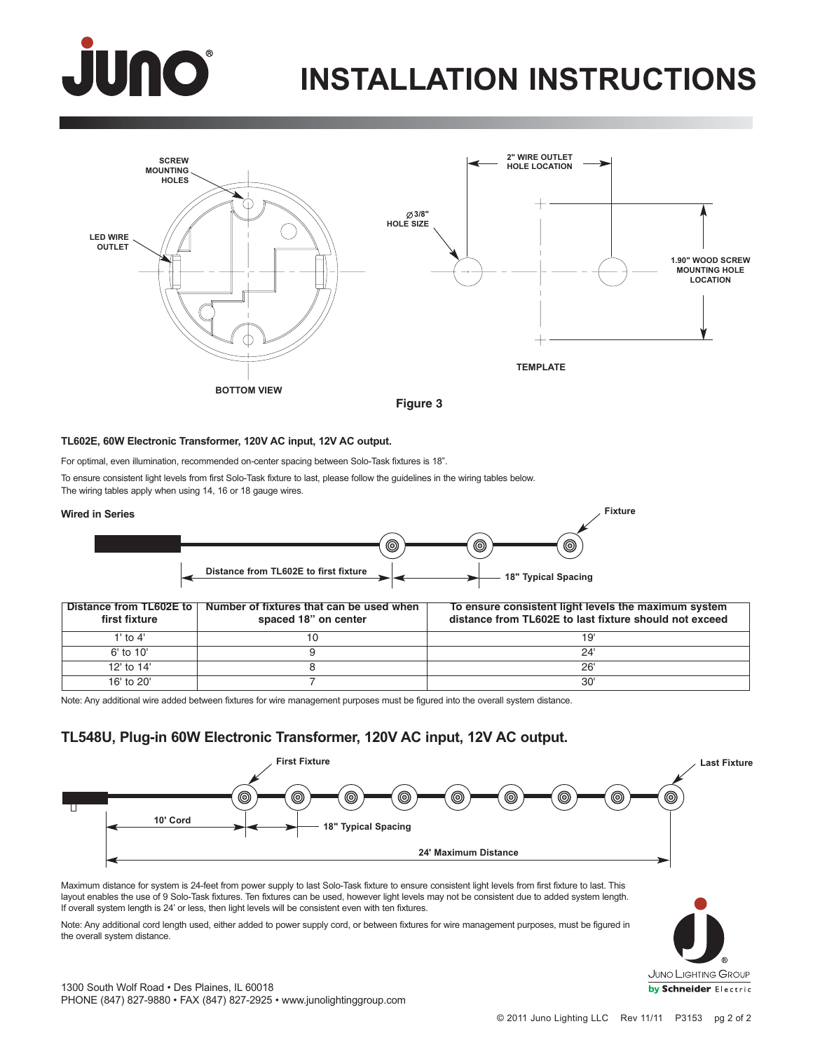# INSTALLATION INSTRUCTIONS

SCREW MOUNTING HOLES

LED WIRE OUTLET

BOTTOM VIEW

2" WIRE OUTLET HOLE LOCATION

⌀3/8" HOLE SIZE

1.90" WOOD SCREW MOUNTING HOLE LOCATION

TEMPLATE

Figure 3

**TL602E, 60W Electronic Transformer, 120V AC input, 12V AC output.**

For optimal, even illumination, recommended on-center spacing between Solo-Task fixtures is 18".

To ensure consistent light levels from first Solo-Task fixture to last, please follow the guidelines in the wiring tables below.
The wiring tables apply when using 14, 16 or 18 gauge wires.

**Wired in Series**

Fixture

Distance from TL602E to first fixture

18" Typical Spacing

| Distance from TL602E to first fixture | Number of fixtures that can be used when spaced 18" on center | To ensure consistent light levels the maximum system distance from TL602E to last fixture should not exceed |
|---|---|---|
| 1' to 4' | 10 | 19' |
| 6' to 10' | 9 | 24' |
| 12' to 14' | 8 | 26' |
| 16' to 20' | 7 | 30' |

Note: Any additional wire added between fixtures for wire management purposes must be figured into the overall system distance.

## TL548U, Plug-in 60W Electronic Transformer, 120V AC input, 12V AC output.

First Fixture

Last Fixture

10' Cord

18" Typical Spacing

24' Maximum Distance

Maximum distance for system is 24-feet from power supply to last Solo-Task fixture to ensure consistent light levels from first fixture to last. This layout enables the use of 9 Solo-Task fixtures. Ten fixtures can be used, however light levels may not be consistent due to added system length. If overall system length is 24' or less, then light levels will be consistent even with ten fixtures.

Note: Any additional cord length used, either added to power supply cord, or between fixtures for wire management purposes, must be figured in the overall system distance.

Juno Lighting Group
by Schneider Electric

1300 South Wolf Road • Des Plaines, IL 60018
PHONE (847) 827-9880 • FAX (847) 827-2925 • www.junolightinggroup.com

© 2011 Juno Lighting LLC Rev 11/11 P3153